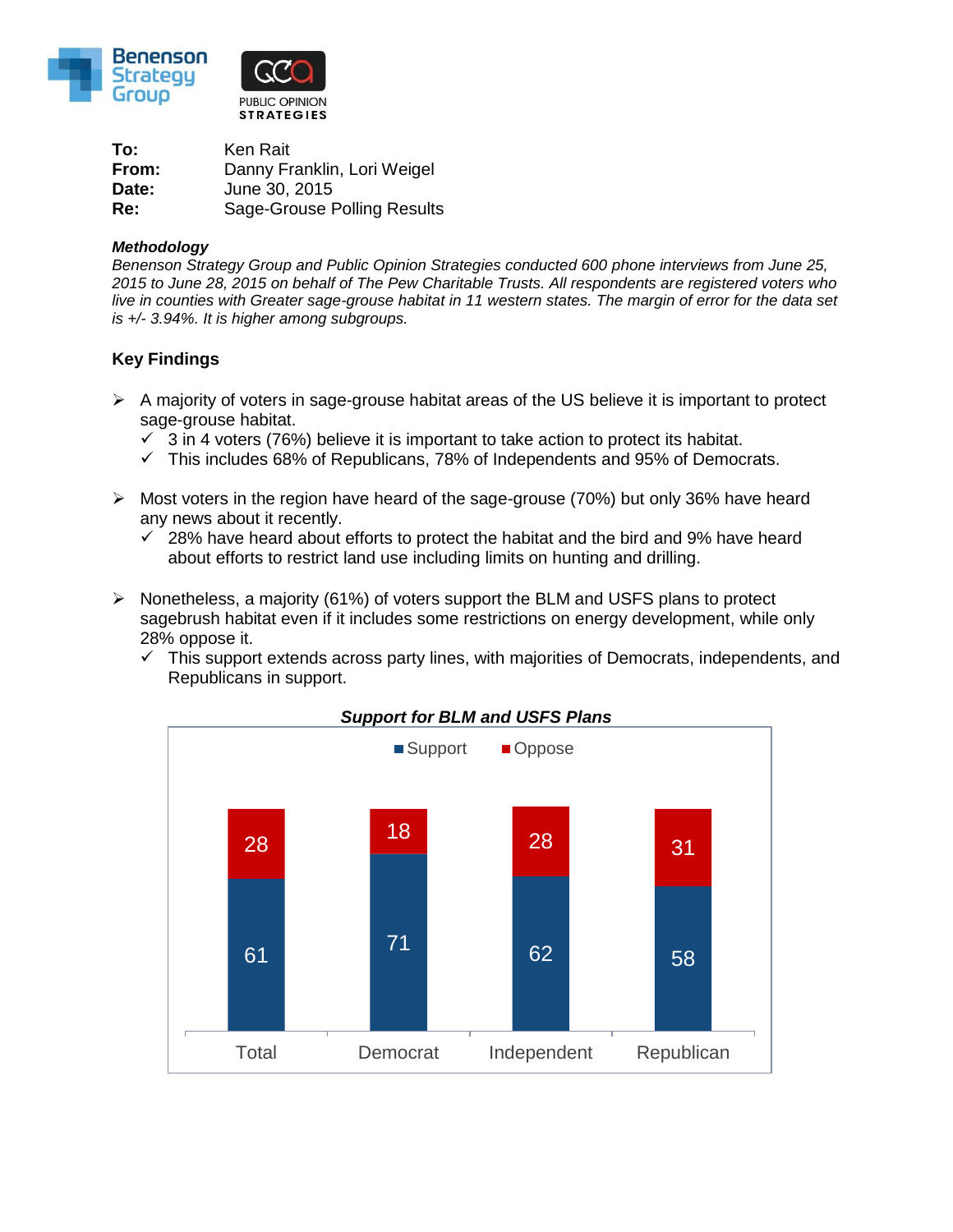Benenson Strategy Group

PUBLIC OPINION STRATEGIES

**To:** Ken Rait
**From:** Danny Franklin, Lori Weigel
**Date:** June 30, 2015
**Re:** Sage-Grouse Polling Results

***Methodology***

*Benenson Strategy Group and Public Opinion Strategies conducted 600 phone interviews from June 25, 2015 to June 28, 2015 on behalf of The Pew Charitable Trusts. All respondents are registered voters who live in counties with Greater sage-grouse habitat in 11 western states. The margin of error for the data set is +/- 3.94%. It is higher among subgroups.*

## Key Findings

- A majority of voters in sage-grouse habitat areas of the US believe it is important to protect sage-grouse habitat.
  - ✓ 3 in 4 voters (76%) believe it is important to take action to protect its habitat.
  - ✓ This includes 68% of Republicans, 78% of Independents and 95% of Democrats.

- Most voters in the region have heard of the sage-grouse (70%) but only 36% have heard any news about it recently.
  - ✓ 28% have heard about efforts to protect the habitat and the bird and 9% have heard about efforts to restrict land use including limits on hunting and drilling.

- Nonetheless, a majority (61%) of voters support the BLM and USFS plans to protect sagebrush habitat even if it includes some restrictions on energy development, while only 28% oppose it.
  - ✓ This support extends across party lines, with majorities of Democrats, independents, and Republicans in support.

***Support for BLM and USFS Plans***

| | Total | Democrat | Independent | Republican |
|---|---|---|---|---|
| Support | 61 | 71 | 62 | 58 |
| Oppose | 28 | 18 | 28 | 31 |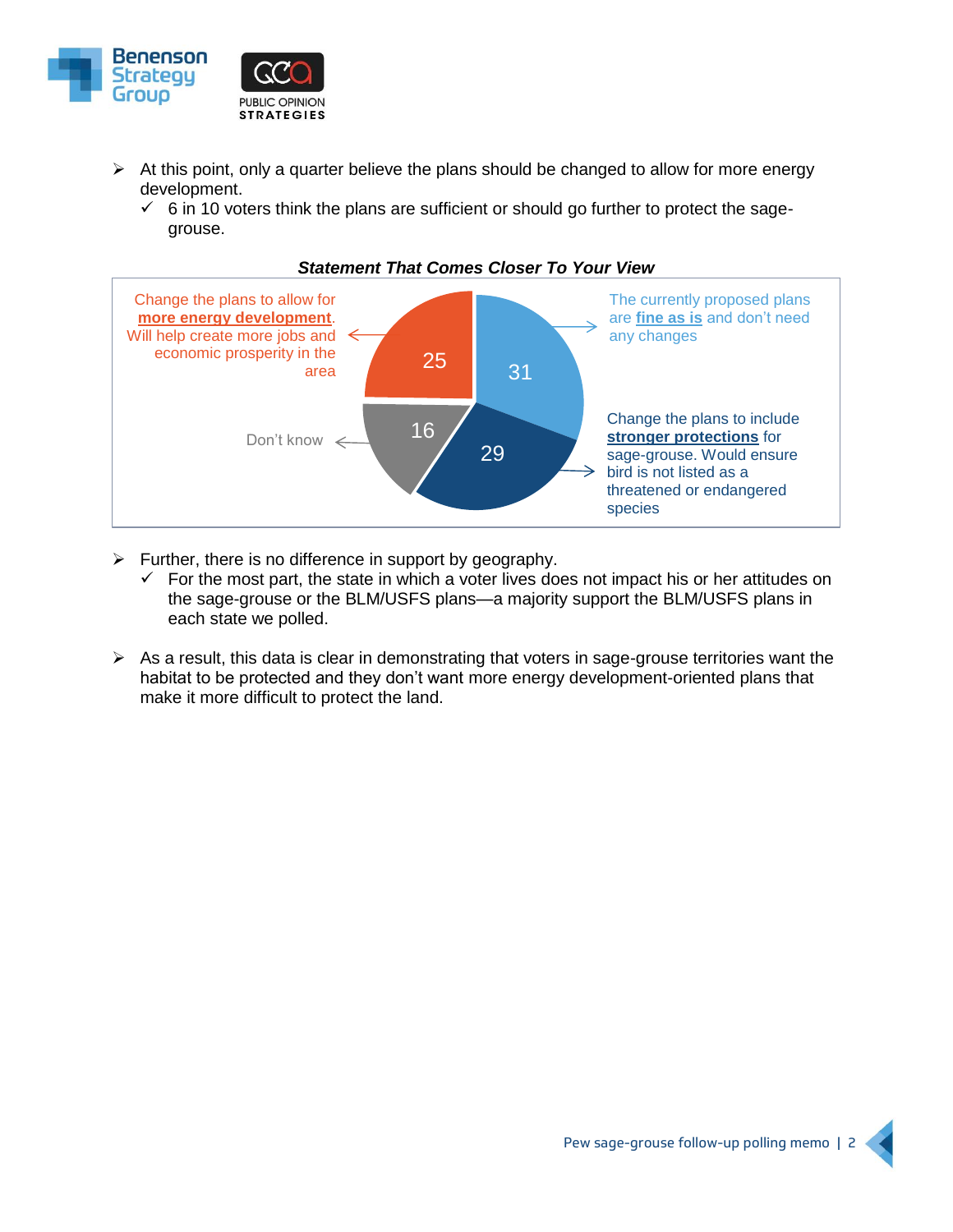- At this point, only a quarter believe the plans should be changed to allow for more energy development.
  - 6 in 10 voters think the plans are sufficient or should go further to protect the sage-grouse.

***Statement That Comes Closer To Your View***

Change the plans to allow for **more energy development**. Will help create more jobs and economic prosperity in the area

25

The currently proposed plans are **fine as is** and don't need any changes

31

Don't know

16

29

Change the plans to include **stronger protections** for sage-grouse. Would ensure bird is not listed as a threatened or endangered species

- Further, there is no difference in support by geography.
  - For the most part, the state in which a voter lives does not impact his or her attitudes on the sage-grouse or the BLM/USFS plans—a majority support the BLM/USFS plans in each state we polled.

- As a result, this data is clear in demonstrating that voters in sage-grouse territories want the habitat to be protected and they don't want more energy development-oriented plans that make it more difficult to protect the land.